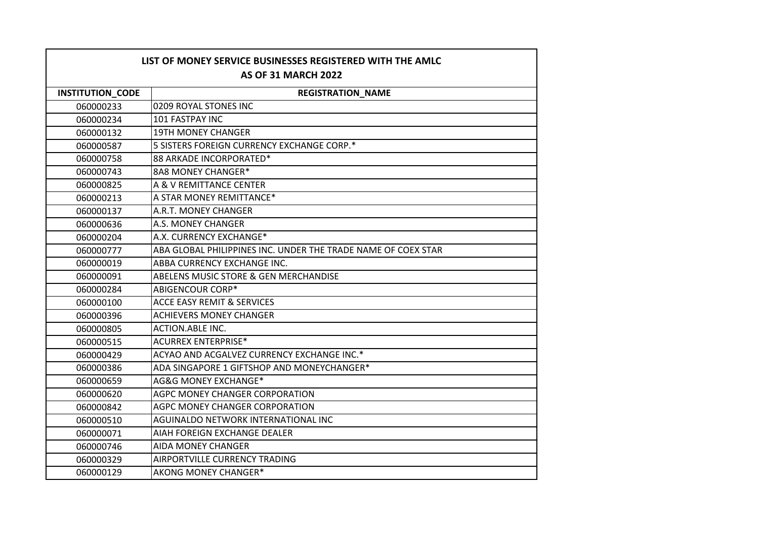| LIST OF MONEY SERVICE BUSINESSES REGISTERED WITH THE AMLC AS OF 31 MARCH 2022 | |
|---|---|
| **INSTITUTION_CODE** | **REGISTRATION_NAME** |
| 060000233 | 0209 ROYAL STONES INC |
| 060000234 | 101 FASTPAY INC |
| 060000132 | 19TH MONEY CHANGER |
| 060000587 | 5 SISTERS FOREIGN CURRENCY EXCHANGE CORP.* |
| 060000758 | 88 ARKADE INCORPORATED* |
| 060000743 | 8A8 MONEY CHANGER* |
| 060000825 | A & V REMITTANCE CENTER |
| 060000213 | A STAR MONEY REMITTANCE* |
| 060000137 | A.R.T. MONEY CHANGER |
| 060000636 | A.S. MONEY CHANGER |
| 060000204 | A.X. CURRENCY EXCHANGE* |
| 060000777 | ABA GLOBAL PHILIPPINES INC. UNDER THE TRADE NAME OF COEX STAR |
| 060000019 | ABBA CURRENCY EXCHANGE INC. |
| 060000091 | ABELENS MUSIC STORE & GEN MERCHANDISE |
| 060000284 | ABIGENCOUR CORP* |
| 060000100 | ACCE EASY REMIT & SERVICES |
| 060000396 | ACHIEVERS MONEY CHANGER |
| 060000805 | ACTION.ABLE INC. |
| 060000515 | ACURREX ENTERPRISE* |
| 060000429 | ACYAO AND ACGALVEZ CURRENCY EXCHANGE INC.* |
| 060000386 | ADA SINGAPORE 1 GIFTSHOP AND MONEYCHANGER* |
| 060000659 | AG&G MONEY EXCHANGE* |
| 060000620 | AGPC MONEY CHANGER CORPORATION |
| 060000842 | AGPC MONEY CHANGER CORPORATION |
| 060000510 | AGUINALDO NETWORK INTERNATIONAL INC |
| 060000071 | AIAH FOREIGN EXCHANGE DEALER |
| 060000746 | AIDA MONEY CHANGER |
| 060000329 | AIRPORTVILLE CURRENCY TRADING |
| 060000129 | AKONG MONEY CHANGER* |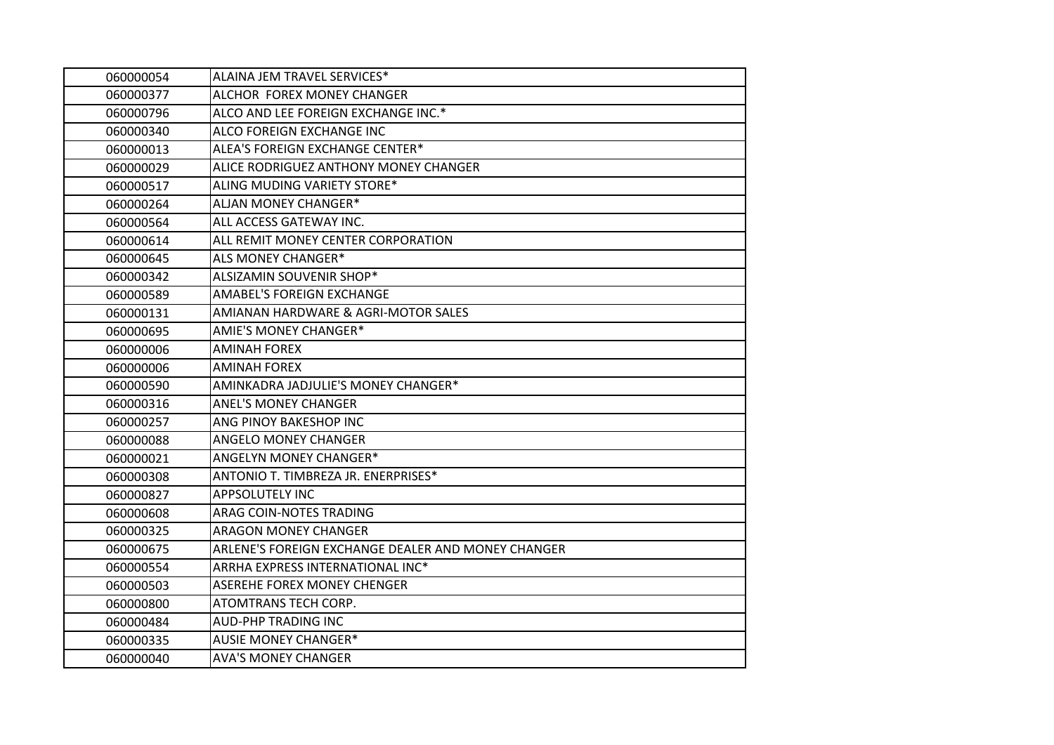| 060000054 | ALAINA JEM TRAVEL SERVICES* |
|---|---|
| 060000377 | ALCHOR  FOREX MONEY CHANGER |
| 060000796 | ALCO AND LEE FOREIGN EXCHANGE INC.* |
| 060000340 | ALCO FOREIGN EXCHANGE INC |
| 060000013 | ALEA'S FOREIGN EXCHANGE CENTER* |
| 060000029 | ALICE RODRIGUEZ ANTHONY MONEY CHANGER |
| 060000517 | ALING MUDING VARIETY STORE* |
| 060000264 | ALJAN MONEY CHANGER* |
| 060000564 | ALL ACCESS GATEWAY INC. |
| 060000614 | ALL REMIT MONEY CENTER CORPORATION |
| 060000645 | ALS MONEY CHANGER* |
| 060000342 | ALSIZAMIN SOUVENIR SHOP* |
| 060000589 | AMABEL'S FOREIGN EXCHANGE |
| 060000131 | AMIANAN HARDWARE & AGRI-MOTOR SALES |
| 060000695 | AMIE'S MONEY CHANGER* |
| 060000006 | AMINAH FOREX |
| 060000006 | AMINAH FOREX |
| 060000590 | AMINKADRA JADJULIE'S MONEY CHANGER* |
| 060000316 | ANEL'S MONEY CHANGER |
| 060000257 | ANG PINOY BAKESHOP INC |
| 060000088 | ANGELO MONEY CHANGER |
| 060000021 | ANGELYN MONEY CHANGER* |
| 060000308 | ANTONIO T. TIMBREZA JR. ENERPRISES* |
| 060000827 | APPSOLUTELY INC |
| 060000608 | ARAG COIN-NOTES TRADING |
| 060000325 | ARAGON MONEY CHANGER |
| 060000675 | ARLENE'S FOREIGN EXCHANGE DEALER AND MONEY CHANGER |
| 060000554 | ARRHA EXPRESS INTERNATIONAL INC* |
| 060000503 | ASEREHE FOREX MONEY CHENGER |
| 060000800 | ATOMTRANS TECH CORP. |
| 060000484 | AUD-PHP TRADING INC |
| 060000335 | AUSIE MONEY CHANGER* |
| 060000040 | AVA'S MONEY CHANGER |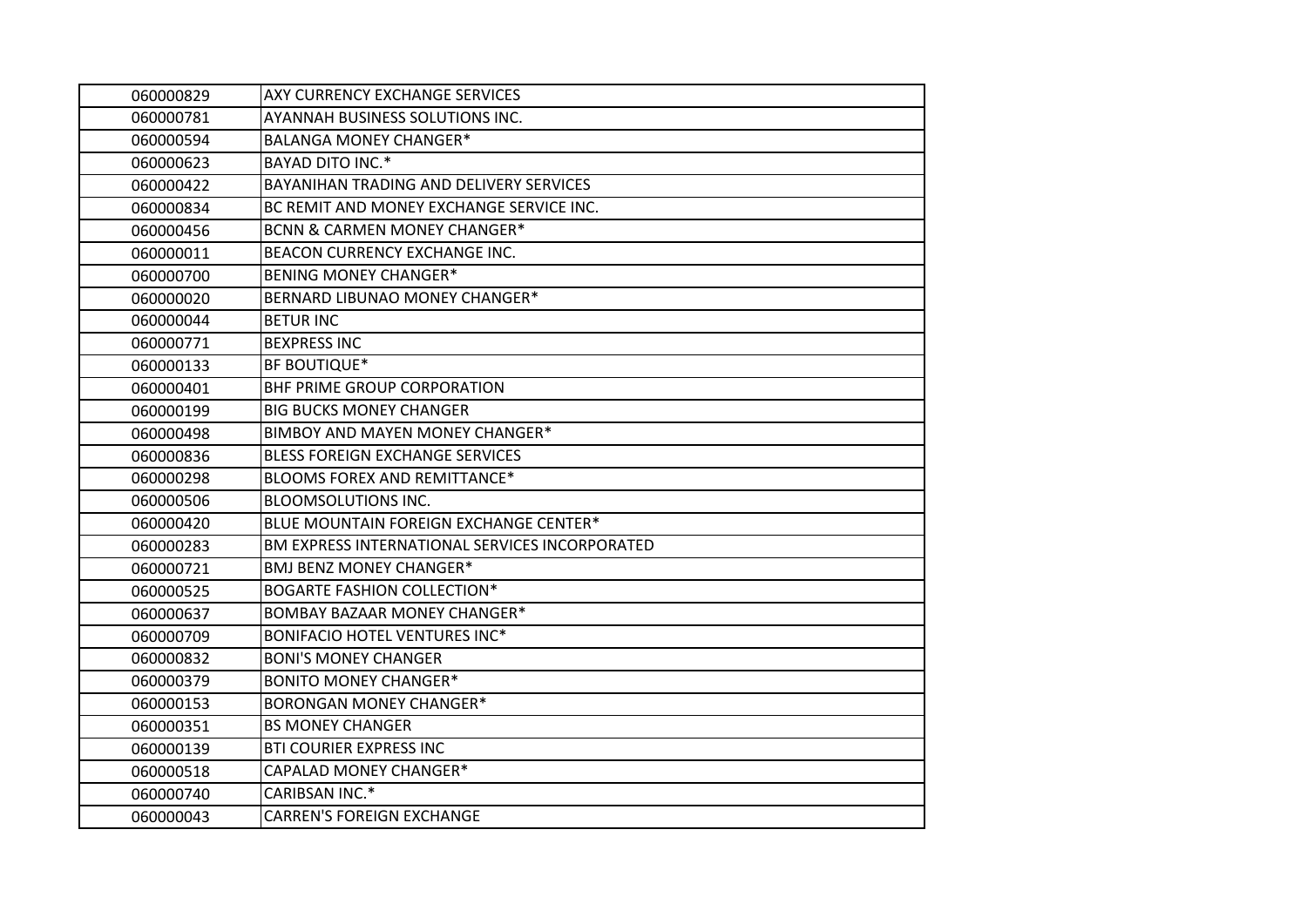| | |
|---|---|
| 060000829 | AXY CURRENCY EXCHANGE SERVICES |
| 060000781 | AYANNAH BUSINESS SOLUTIONS INC. |
| 060000594 | BALANGA MONEY CHANGER* |
| 060000623 | BAYAD DITO INC.* |
| 060000422 | BAYANIHAN TRADING AND DELIVERY SERVICES |
| 060000834 | BC REMIT AND MONEY EXCHANGE SERVICE INC. |
| 060000456 | BCNN & CARMEN MONEY CHANGER* |
| 060000011 | BEACON CURRENCY EXCHANGE INC. |
| 060000700 | BENING MONEY CHANGER* |
| 060000020 | BERNARD LIBUNAO MONEY CHANGER* |
| 060000044 | BETUR INC |
| 060000771 | BEXPRESS INC |
| 060000133 | BF BOUTIQUE* |
| 060000401 | BHF PRIME GROUP CORPORATION |
| 060000199 | BIG BUCKS MONEY CHANGER |
| 060000498 | BIMBOY AND MAYEN MONEY CHANGER* |
| 060000836 | BLESS FOREIGN EXCHANGE SERVICES |
| 060000298 | BLOOMS FOREX AND REMITTANCE* |
| 060000506 | BLOOMSOLUTIONS INC. |
| 060000420 | BLUE MOUNTAIN FOREIGN EXCHANGE CENTER* |
| 060000283 | BM EXPRESS INTERNATIONAL SERVICES INCORPORATED |
| 060000721 | BMJ BENZ MONEY CHANGER* |
| 060000525 | BOGARTE FASHION COLLECTION* |
| 060000637 | BOMBAY BAZAAR MONEY CHANGER* |
| 060000709 | BONIFACIO HOTEL VENTURES INC* |
| 060000832 | BONI'S MONEY CHANGER |
| 060000379 | BONITO MONEY CHANGER* |
| 060000153 | BORONGAN MONEY CHANGER* |
| 060000351 | BS MONEY CHANGER |
| 060000139 | BTI COURIER EXPRESS INC |
| 060000518 | CAPALAD MONEY CHANGER* |
| 060000740 | CARIBSAN INC.* |
| 060000043 | CARREN'S FOREIGN EXCHANGE |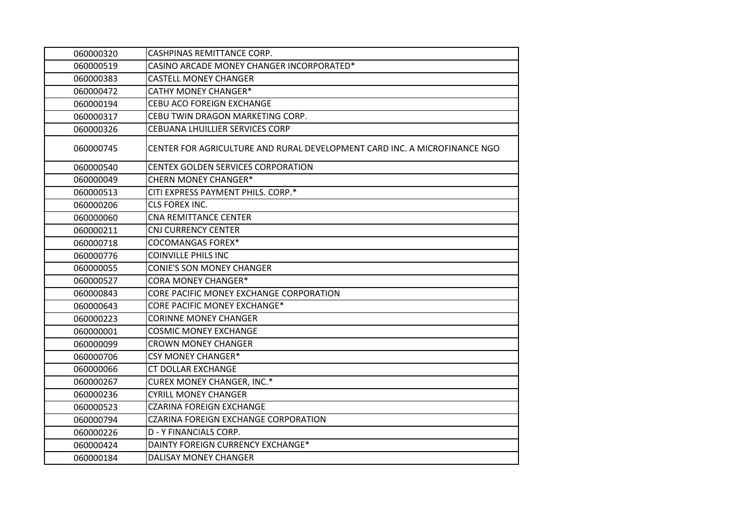| 060000320 | CASHPINAS REMITTANCE CORP. |
|---|---|
| 060000519 | CASINO ARCADE MONEY CHANGER INCORPORATED* |
| 060000383 | CASTELL MONEY CHANGER |
| 060000472 | CATHY MONEY CHANGER* |
| 060000194 | CEBU ACO FOREIGN EXCHANGE |
| 060000317 | CEBU TWIN DRAGON MARKETING CORP. |
| 060000326 | CEBUANA LHUILLIER SERVICES CORP |
| 060000745 | CENTER FOR AGRICULTURE AND RURAL DEVELOPMENT CARD INC. A MICROFINANCE NGO |
| 060000540 | CENTEX GOLDEN SERVICES CORPORATION |
| 060000049 | CHERN MONEY CHANGER* |
| 060000513 | CITI EXPRESS PAYMENT PHILS. CORP.* |
| 060000206 | CLS FOREX INC. |
| 060000060 | CNA REMITTANCE CENTER |
| 060000211 | CNJ CURRENCY CENTER |
| 060000718 | COCOMANGAS FOREX* |
| 060000776 | COINVILLE PHILS INC |
| 060000055 | CONIE'S SON MONEY CHANGER |
| 060000527 | CORA MONEY CHANGER* |
| 060000843 | CORE PACIFIC MONEY EXCHANGE CORPORATION |
| 060000643 | CORE PACIFIC MONEY EXCHANGE* |
| 060000223 | CORINNE MONEY CHANGER |
| 060000001 | COSMIC MONEY EXCHANGE |
| 060000099 | CROWN MONEY CHANGER |
| 060000706 | CSY MONEY CHANGER* |
| 060000066 | CT DOLLAR EXCHANGE |
| 060000267 | CUREX MONEY CHANGER, INC.* |
| 060000236 | CYRILL MONEY CHANGER |
| 060000523 | CZARINA FOREIGN EXCHANGE |
| 060000794 | CZARINA FOREIGN EXCHANGE CORPORATION |
| 060000226 | D - Y FINANCIALS CORP. |
| 060000424 | DAINTY FOREIGN CURRENCY EXCHANGE* |
| 060000184 | DALISAY MONEY CHANGER |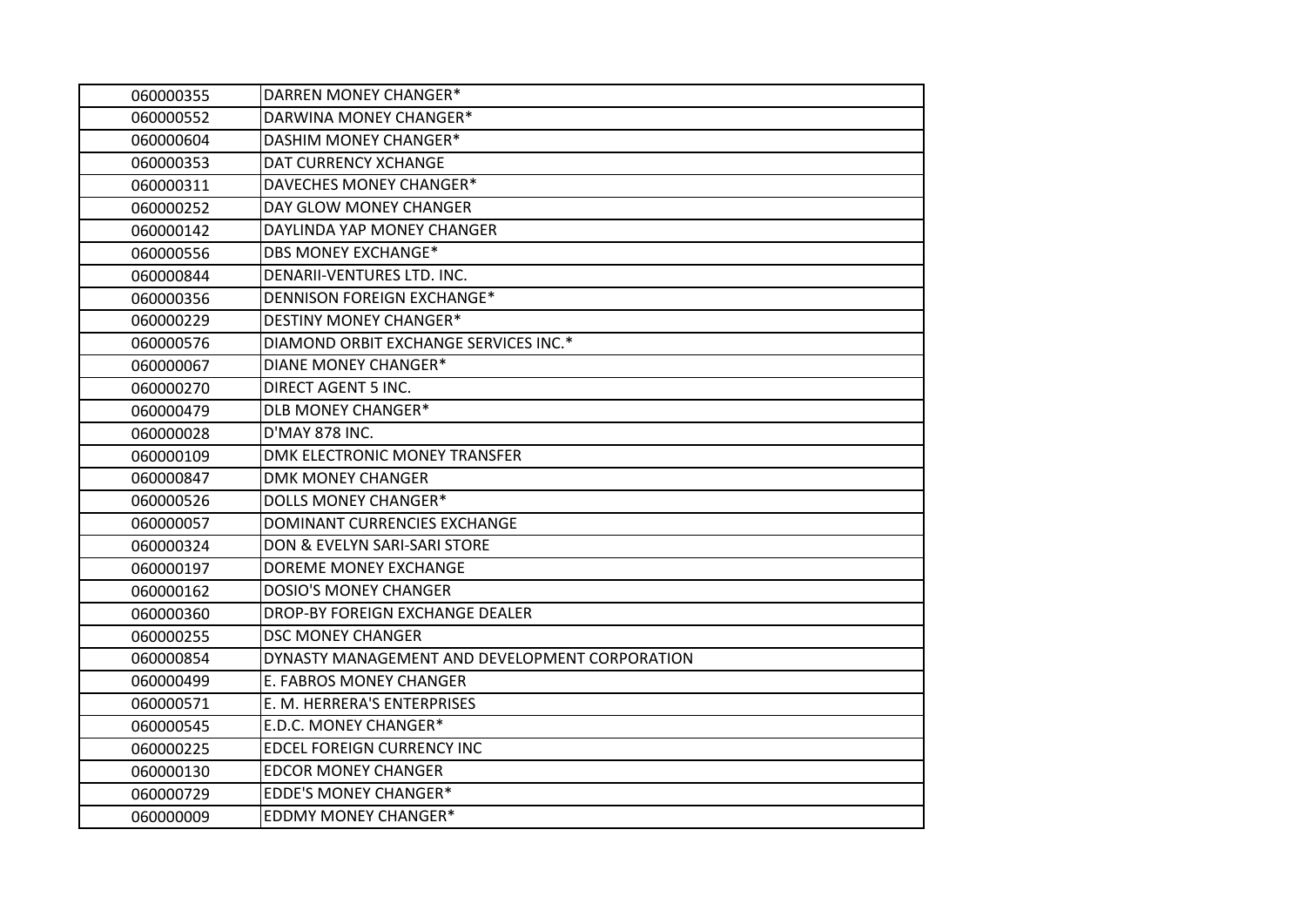| 060000355 | DARREN MONEY CHANGER* |
|---|---|
| 060000552 | DARWINA MONEY CHANGER* |
| 060000604 | DASHIM MONEY CHANGER* |
| 060000353 | DAT CURRENCY XCHANGE |
| 060000311 | DAVECHES MONEY CHANGER* |
| 060000252 | DAY GLOW MONEY CHANGER |
| 060000142 | DAYLINDA YAP MONEY CHANGER |
| 060000556 | DBS MONEY EXCHANGE* |
| 060000844 | DENARII-VENTURES LTD. INC. |
| 060000356 | DENNISON FOREIGN EXCHANGE* |
| 060000229 | DESTINY MONEY CHANGER* |
| 060000576 | DIAMOND ORBIT EXCHANGE SERVICES INC.* |
| 060000067 | DIANE MONEY CHANGER* |
| 060000270 | DIRECT AGENT 5 INC. |
| 060000479 | DLB MONEY CHANGER* |
| 060000028 | D'MAY 878 INC. |
| 060000109 | DMK ELECTRONIC MONEY TRANSFER |
| 060000847 | DMK MONEY CHANGER |
| 060000526 | DOLLS MONEY CHANGER* |
| 060000057 | DOMINANT CURRENCIES EXCHANGE |
| 060000324 | DON & EVELYN SARI-SARI STORE |
| 060000197 | DOREME MONEY EXCHANGE |
| 060000162 | DOSIO'S MONEY CHANGER |
| 060000360 | DROP-BY FOREIGN EXCHANGE DEALER |
| 060000255 | DSC MONEY CHANGER |
| 060000854 | DYNASTY MANAGEMENT AND DEVELOPMENT CORPORATION |
| 060000499 | E. FABROS MONEY CHANGER |
| 060000571 | E. M. HERRERA'S ENTERPRISES |
| 060000545 | E.D.C. MONEY CHANGER* |
| 060000225 | EDCEL FOREIGN CURRENCY INC |
| 060000130 | EDCOR MONEY CHANGER |
| 060000729 | EDDE'S MONEY CHANGER* |
| 060000009 | EDDMY MONEY CHANGER* |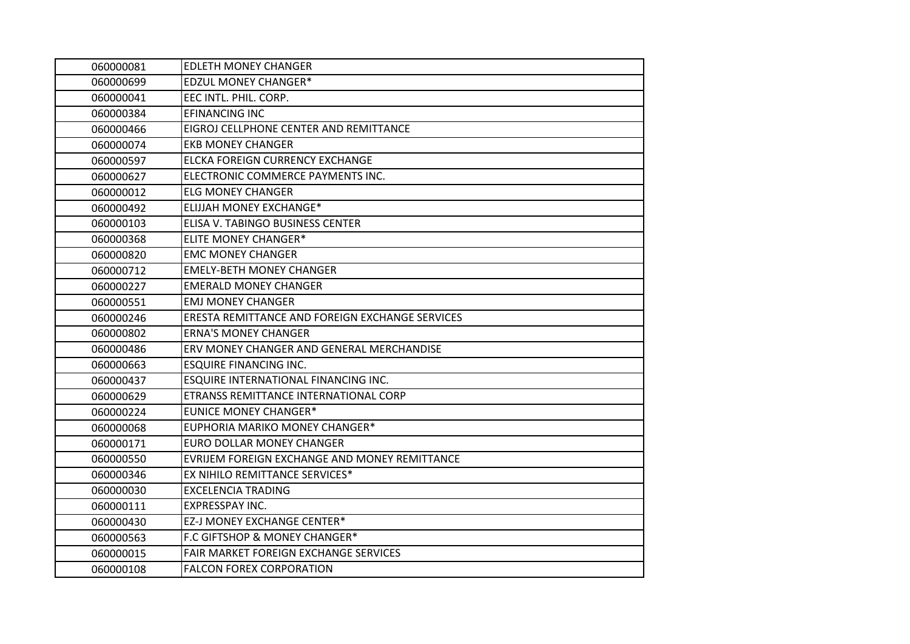| 060000081 | EDLETH MONEY CHANGER |
|---|---|
| 060000699 | EDZUL MONEY CHANGER* |
| 060000041 | EEC INTL. PHIL. CORP. |
| 060000384 | EFINANCING INC |
| 060000466 | EIGROJ CELLPHONE CENTER AND REMITTANCE |
| 060000074 | EKB MONEY CHANGER |
| 060000597 | ELCKA FOREIGN CURRENCY EXCHANGE |
| 060000627 | ELECTRONIC COMMERCE PAYMENTS INC. |
| 060000012 | ELG MONEY CHANGER |
| 060000492 | ELIJJAH MONEY EXCHANGE* |
| 060000103 | ELISA V. TABINGO BUSINESS CENTER |
| 060000368 | ELITE MONEY CHANGER* |
| 060000820 | EMC MONEY CHANGER |
| 060000712 | EMELY-BETH MONEY CHANGER |
| 060000227 | EMERALD MONEY CHANGER |
| 060000551 | EMJ MONEY CHANGER |
| 060000246 | ERESTA REMITTANCE AND FOREIGN EXCHANGE SERVICES |
| 060000802 | ERNA'S MONEY CHANGER |
| 060000486 | ERV MONEY CHANGER AND GENERAL MERCHANDISE |
| 060000663 | ESQUIRE FINANCING INC. |
| 060000437 | ESQUIRE INTERNATIONAL FINANCING INC. |
| 060000629 | ETRANSS REMITTANCE INTERNATIONAL CORP |
| 060000224 | EUNICE MONEY CHANGER* |
| 060000068 | EUPHORIA MARIKO MONEY CHANGER* |
| 060000171 | EURO DOLLAR MONEY CHANGER |
| 060000550 | EVRIJEM FOREIGN EXCHANGE AND MONEY REMITTANCE |
| 060000346 | EX NIHILO REMITTANCE SERVICES* |
| 060000030 | EXCELENCIA TRADING |
| 060000111 | EXPRESSPAY INC. |
| 060000430 | EZ-J MONEY EXCHANGE CENTER* |
| 060000563 | F.C GIFTSHOP & MONEY CHANGER* |
| 060000015 | FAIR MARKET FOREIGN EXCHANGE SERVICES |
| 060000108 | FALCON FOREX CORPORATION |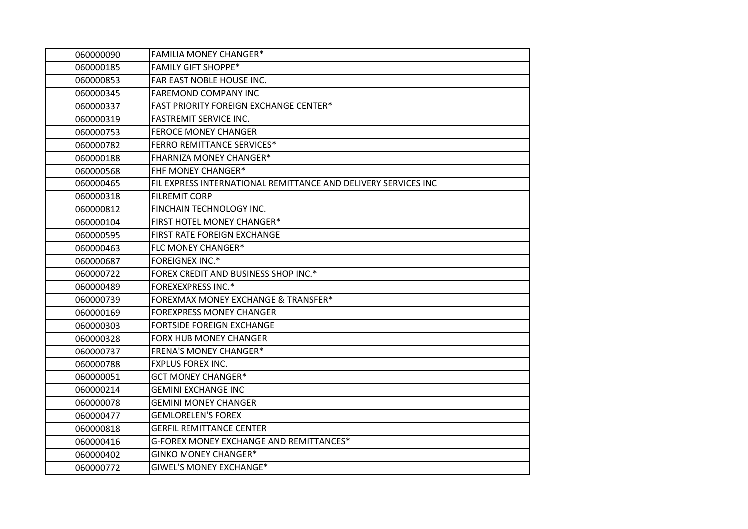| | |
|---|---|
| 060000090 | FAMILIA MONEY CHANGER* |
| 060000185 | FAMILY GIFT SHOPPE* |
| 060000853 | FAR EAST NOBLE HOUSE INC. |
| 060000345 | FAREMOND COMPANY INC |
| 060000337 | FAST PRIORITY FOREIGN EXCHANGE CENTER* |
| 060000319 | FASTREMIT SERVICE INC. |
| 060000753 | FEROCE MONEY CHANGER |
| 060000782 | FERRO REMITTANCE SERVICES* |
| 060000188 | FHARNIZA MONEY CHANGER* |
| 060000568 | FHF MONEY CHANGER* |
| 060000465 | FIL EXPRESS INTERNATIONAL REMITTANCE AND DELIVERY SERVICES INC |
| 060000318 | FILREMIT CORP |
| 060000812 | FINCHAIN TECHNOLOGY INC. |
| 060000104 | FIRST HOTEL MONEY CHANGER* |
| 060000595 | FIRST RATE FOREIGN EXCHANGE |
| 060000463 | FLC MONEY CHANGER* |
| 060000687 | FOREIGNEX INC.* |
| 060000722 | FOREX CREDIT AND BUSINESS SHOP INC.* |
| 060000489 | FOREXEXPRESS INC.* |
| 060000739 | FOREXMAX MONEY EXCHANGE & TRANSFER* |
| 060000169 | FOREXPRESS MONEY CHANGER |
| 060000303 | FORTSIDE FOREIGN EXCHANGE |
| 060000328 | FORX HUB MONEY CHANGER |
| 060000737 | FRENA'S MONEY CHANGER* |
| 060000788 | FXPLUS FOREX INC. |
| 060000051 | GCT MONEY CHANGER* |
| 060000214 | GEMINI EXCHANGE INC |
| 060000078 | GEMINI MONEY CHANGER |
| 060000477 | GEMLORELEN'S FOREX |
| 060000818 | GERFIL REMITTANCE CENTER |
| 060000416 | G-FOREX MONEY EXCHANGE AND REMITTANCES* |
| 060000402 | GINKO MONEY CHANGER* |
| 060000772 | GIWEL'S MONEY EXCHANGE* |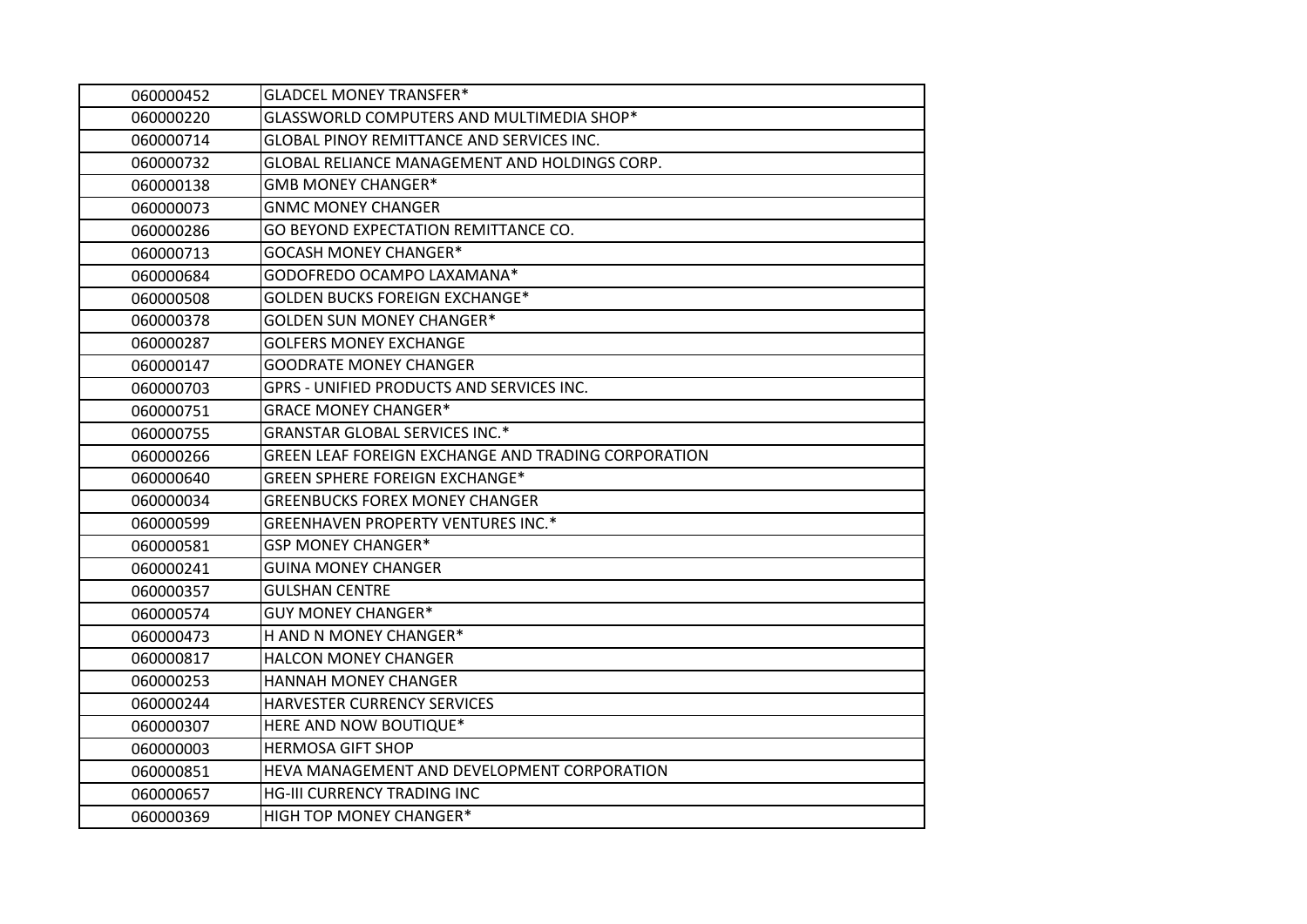| 060000452 | GLADCEL MONEY TRANSFER* |
|---|---|
| 060000220 | GLASSWORLD COMPUTERS AND MULTIMEDIA SHOP* |
| 060000714 | GLOBAL PINOY REMITTANCE AND SERVICES INC. |
| 060000732 | GLOBAL RELIANCE MANAGEMENT AND HOLDINGS CORP. |
| 060000138 | GMB MONEY CHANGER* |
| 060000073 | GNMC MONEY CHANGER |
| 060000286 | GO BEYOND EXPECTATION REMITTANCE CO. |
| 060000713 | GOCASH MONEY CHANGER* |
| 060000684 | GODOFREDO OCAMPO LAXAMANA* |
| 060000508 | GOLDEN BUCKS FOREIGN EXCHANGE* |
| 060000378 | GOLDEN SUN MONEY CHANGER* |
| 060000287 | GOLFERS MONEY EXCHANGE |
| 060000147 | GOODRATE MONEY CHANGER |
| 060000703 | GPRS - UNIFIED PRODUCTS AND SERVICES INC. |
| 060000751 | GRACE MONEY CHANGER* |
| 060000755 | GRANSTAR GLOBAL SERVICES INC.* |
| 060000266 | GREEN LEAF FOREIGN EXCHANGE AND TRADING CORPORATION |
| 060000640 | GREEN SPHERE FOREIGN EXCHANGE* |
| 060000034 | GREENBUCKS FOREX MONEY CHANGER |
| 060000599 | GREENHAVEN PROPERTY VENTURES INC.* |
| 060000581 | GSP MONEY CHANGER* |
| 060000241 | GUINA MONEY CHANGER |
| 060000357 | GULSHAN CENTRE |
| 060000574 | GUY MONEY CHANGER* |
| 060000473 | H AND N MONEY CHANGER* |
| 060000817 | HALCON MONEY CHANGER |
| 060000253 | HANNAH MONEY CHANGER |
| 060000244 | HARVESTER CURRENCY SERVICES |
| 060000307 | HERE AND NOW BOUTIQUE* |
| 060000003 | HERMOSA GIFT SHOP |
| 060000851 | HEVA MANAGEMENT AND DEVELOPMENT CORPORATION |
| 060000657 | HG-III CURRENCY TRADING INC |
| 060000369 | HIGH TOP MONEY CHANGER* |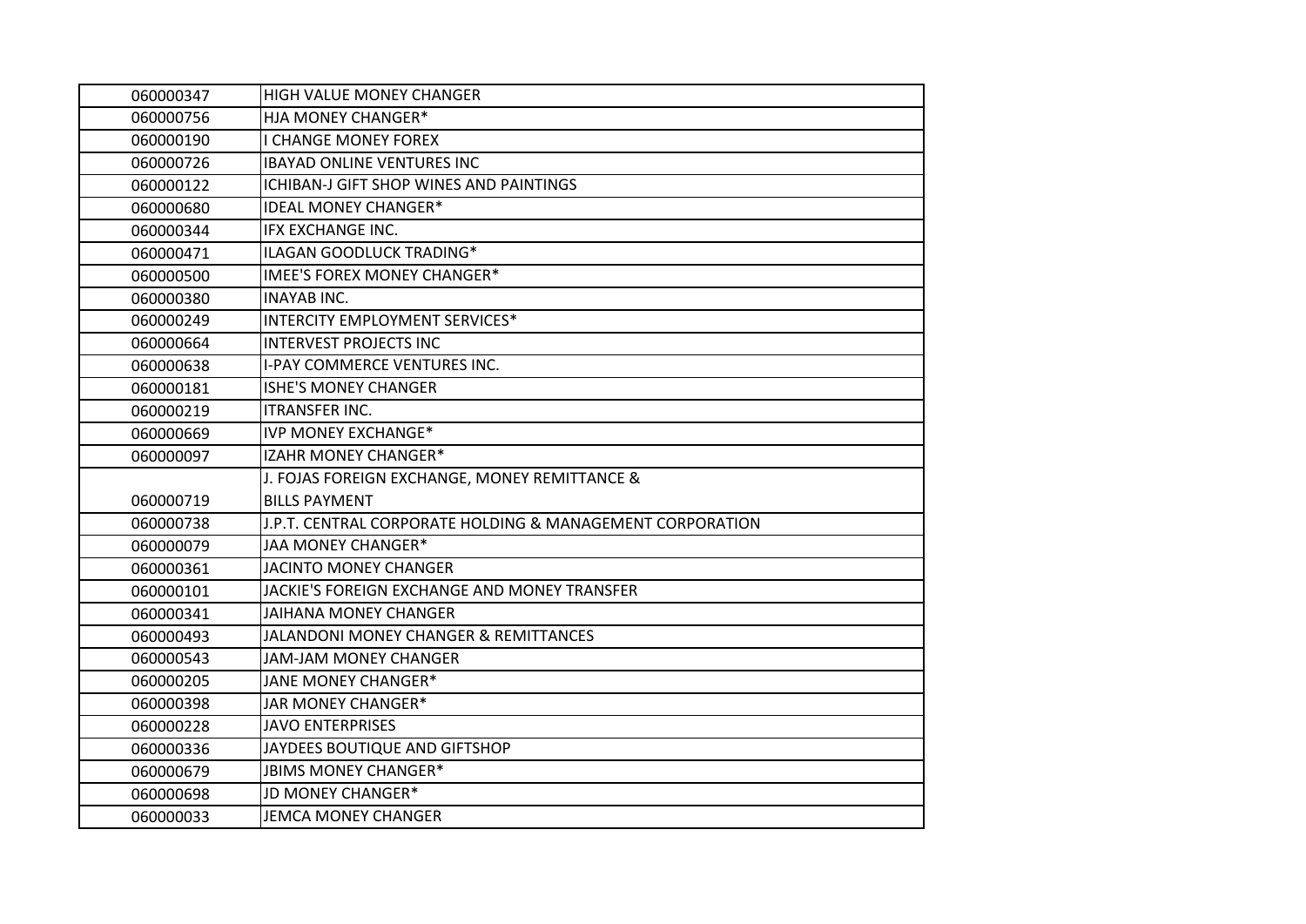| | |
|---|---|
| 060000347 | HIGH VALUE MONEY CHANGER |
| 060000756 | HJA MONEY CHANGER* |
| 060000190 | I CHANGE MONEY FOREX |
| 060000726 | IBAYAD ONLINE VENTURES INC |
| 060000122 | ICHIBAN-J GIFT SHOP WINES AND PAINTINGS |
| 060000680 | IDEAL MONEY CHANGER* |
| 060000344 | IFX EXCHANGE INC. |
| 060000471 | ILAGAN GOODLUCK TRADING* |
| 060000500 | IMEE'S FOREX MONEY CHANGER* |
| 060000380 | INAYAB INC. |
| 060000249 | INTERCITY EMPLOYMENT SERVICES* |
| 060000664 | INTERVEST PROJECTS INC |
| 060000638 | I-PAY COMMERCE VENTURES INC. |
| 060000181 | ISHE'S MONEY CHANGER |
| 060000219 | ITRANSFER INC. |
| 060000669 | IVP MONEY EXCHANGE* |
| 060000097 | IZAHR MONEY CHANGER* |
| 060000719 | J. FOJAS FOREIGN EXCHANGE, MONEY REMITTANCE & BILLS PAYMENT |
| 060000738 | J.P.T. CENTRAL CORPORATE HOLDING & MANAGEMENT CORPORATION |
| 060000079 | JAA MONEY CHANGER* |
| 060000361 | JACINTO MONEY CHANGER |
| 060000101 | JACKIE'S FOREIGN EXCHANGE AND MONEY TRANSFER |
| 060000341 | JAIHANA MONEY CHANGER |
| 060000493 | JALANDONI MONEY CHANGER & REMITTANCES |
| 060000543 | JAM-JAM MONEY CHANGER |
| 060000205 | JANE MONEY CHANGER* |
| 060000398 | JAR MONEY CHANGER* |
| 060000228 | JAVO ENTERPRISES |
| 060000336 | JAYDEES BOUTIQUE AND GIFTSHOP |
| 060000679 | JBIMS MONEY CHANGER* |
| 060000698 | JD MONEY CHANGER* |
| 060000033 | JEMCA MONEY CHANGER |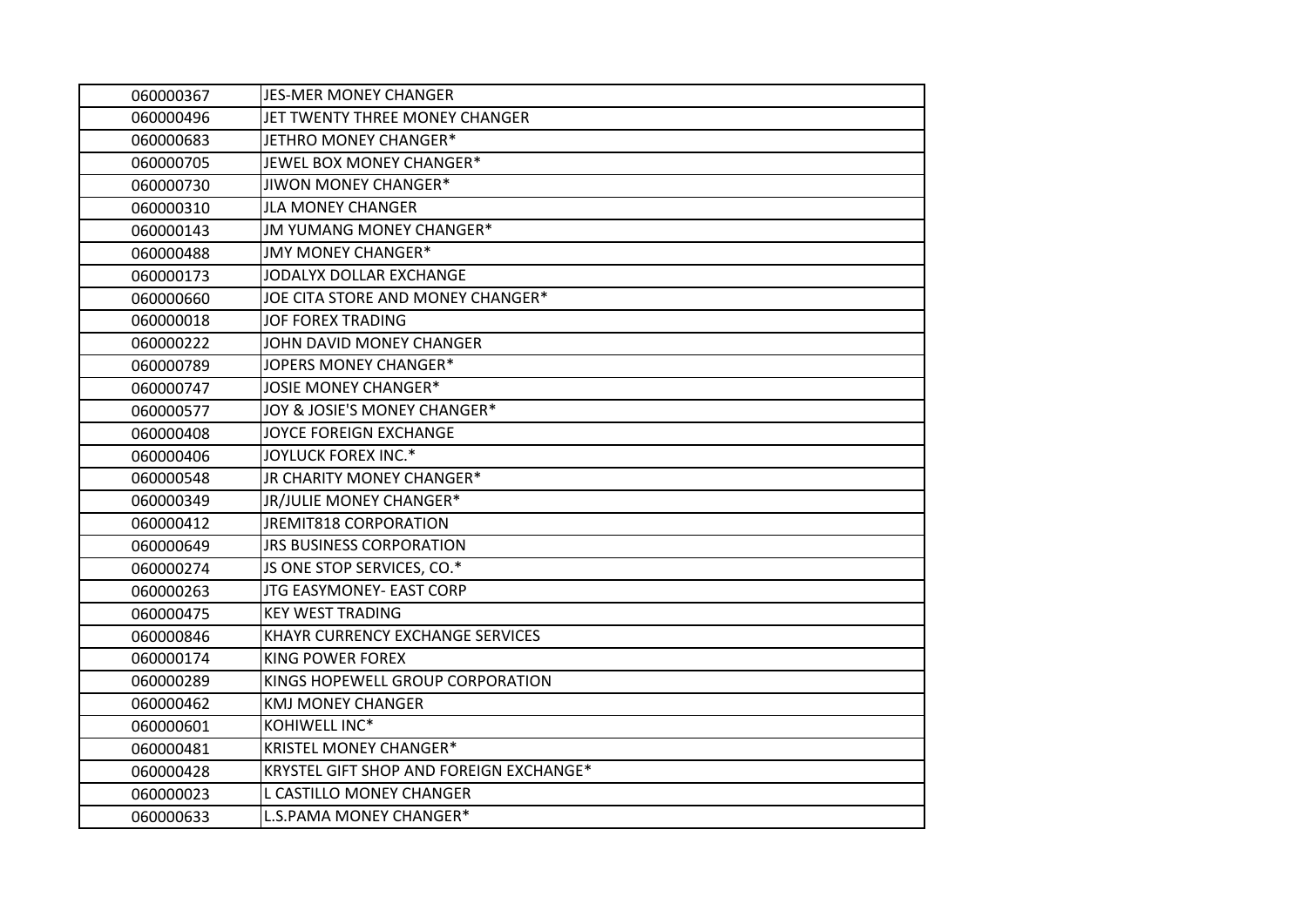| | |
|---|---|
| 060000367 | JES-MER MONEY CHANGER |
| 060000496 | JET TWENTY THREE MONEY CHANGER |
| 060000683 | JETHRO MONEY CHANGER* |
| 060000705 | JEWEL BOX MONEY CHANGER* |
| 060000730 | JIWON MONEY CHANGER* |
| 060000310 | JLA MONEY CHANGER |
| 060000143 | JM YUMANG MONEY CHANGER* |
| 060000488 | JMY MONEY CHANGER* |
| 060000173 | JODALYX DOLLAR EXCHANGE |
| 060000660 | JOE CITA STORE AND MONEY CHANGER* |
| 060000018 | JOF FOREX TRADING |
| 060000222 | JOHN DAVID MONEY CHANGER |
| 060000789 | JOPERS MONEY CHANGER* |
| 060000747 | JOSIE MONEY CHANGER* |
| 060000577 | JOY & JOSIE'S MONEY CHANGER* |
| 060000408 | JOYCE FOREIGN EXCHANGE |
| 060000406 | JOYLUCK FOREX INC.* |
| 060000548 | JR CHARITY MONEY CHANGER* |
| 060000349 | JR/JULIE MONEY CHANGER* |
| 060000412 | JREMIT818 CORPORATION |
| 060000649 | JRS BUSINESS CORPORATION |
| 060000274 | JS ONE STOP SERVICES, CO.* |
| 060000263 | JTG EASYMONEY- EAST CORP |
| 060000475 | KEY WEST TRADING |
| 060000846 | KHAYR CURRENCY EXCHANGE SERVICES |
| 060000174 | KING POWER FOREX |
| 060000289 | KINGS HOPEWELL GROUP CORPORATION |
| 060000462 | KMJ MONEY CHANGER |
| 060000601 | KOHIWELL INC* |
| 060000481 | KRISTEL MONEY CHANGER* |
| 060000428 | KRYSTEL GIFT SHOP AND FOREIGN EXCHANGE* |
| 060000023 | L CASTILLO MONEY CHANGER |
| 060000633 | L.S.PAMA MONEY CHANGER* |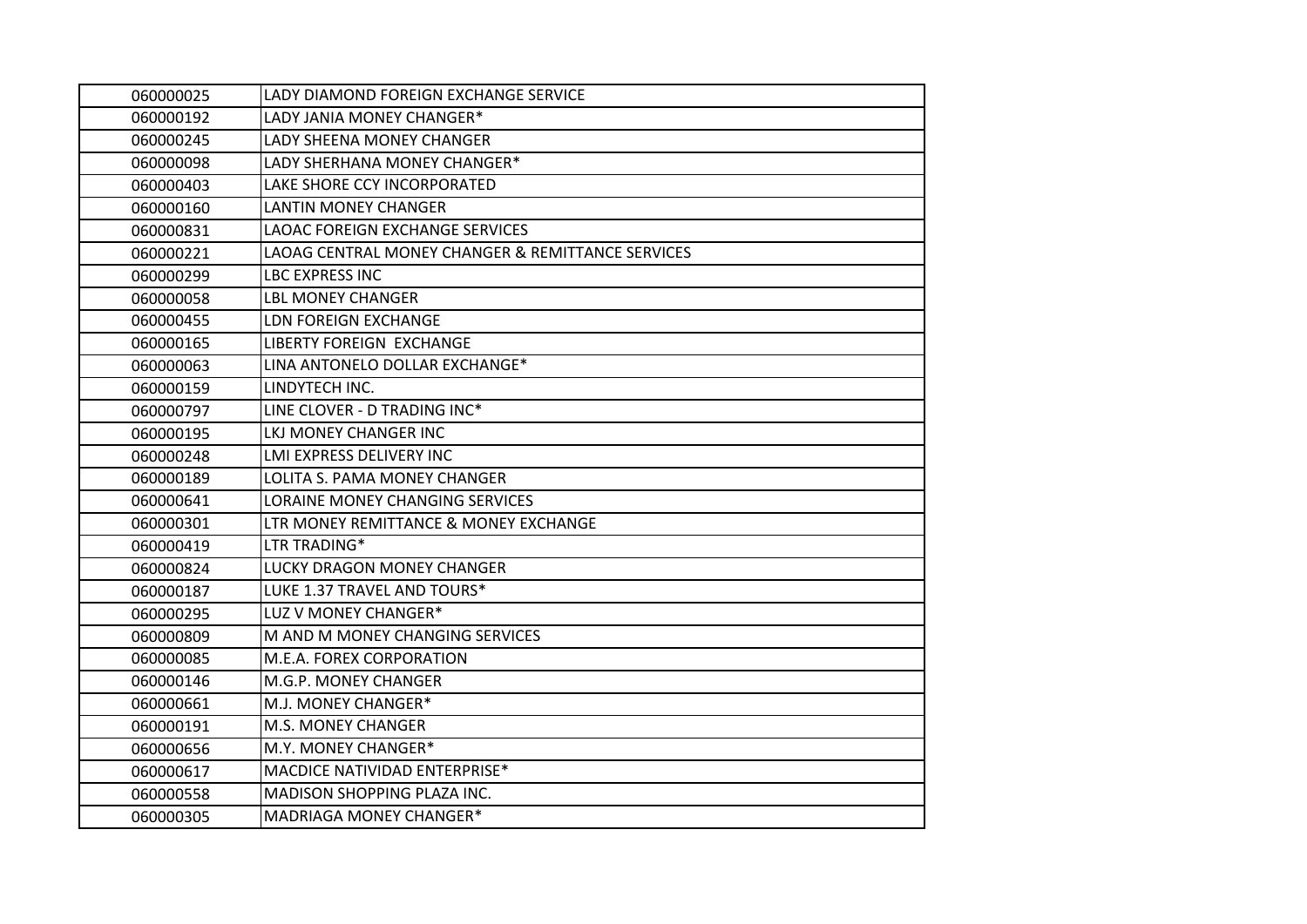| 060000025 | LADY DIAMOND FOREIGN EXCHANGE SERVICE |
|---|---|
| 060000192 | LADY JANIA MONEY CHANGER* |
| 060000245 | LADY SHEENA MONEY CHANGER |
| 060000098 | LADY SHERHANA MONEY CHANGER* |
| 060000403 | LAKE SHORE CCY INCORPORATED |
| 060000160 | LANTIN MONEY CHANGER |
| 060000831 | LAOAC FOREIGN EXCHANGE SERVICES |
| 060000221 | LAOAG CENTRAL MONEY CHANGER & REMITTANCE SERVICES |
| 060000299 | LBC EXPRESS INC |
| 060000058 | LBL MONEY CHANGER |
| 060000455 | LDN FOREIGN EXCHANGE |
| 060000165 | LIBERTY FOREIGN EXCHANGE |
| 060000063 | LINA ANTONELO DOLLAR EXCHANGE* |
| 060000159 | LINDYTECH INC. |
| 060000797 | LINE CLOVER - D TRADING INC* |
| 060000195 | LKJ MONEY CHANGER INC |
| 060000248 | LMI EXPRESS DELIVERY INC |
| 060000189 | LOLITA S. PAMA MONEY CHANGER |
| 060000641 | LORAINE MONEY CHANGING SERVICES |
| 060000301 | LTR MONEY REMITTANCE & MONEY EXCHANGE |
| 060000419 | LTR TRADING* |
| 060000824 | LUCKY DRAGON MONEY CHANGER |
| 060000187 | LUKE 1.37 TRAVEL AND TOURS* |
| 060000295 | LUZ V MONEY CHANGER* |
| 060000809 | M AND M MONEY CHANGING SERVICES |
| 060000085 | M.E.A. FOREX CORPORATION |
| 060000146 | M.G.P. MONEY CHANGER |
| 060000661 | M.J. MONEY CHANGER* |
| 060000191 | M.S. MONEY CHANGER |
| 060000656 | M.Y. MONEY CHANGER* |
| 060000617 | MACDICE NATIVIDAD ENTERPRISE* |
| 060000558 | MADISON SHOPPING PLAZA INC. |
| 060000305 | MADRIAGA MONEY CHANGER* |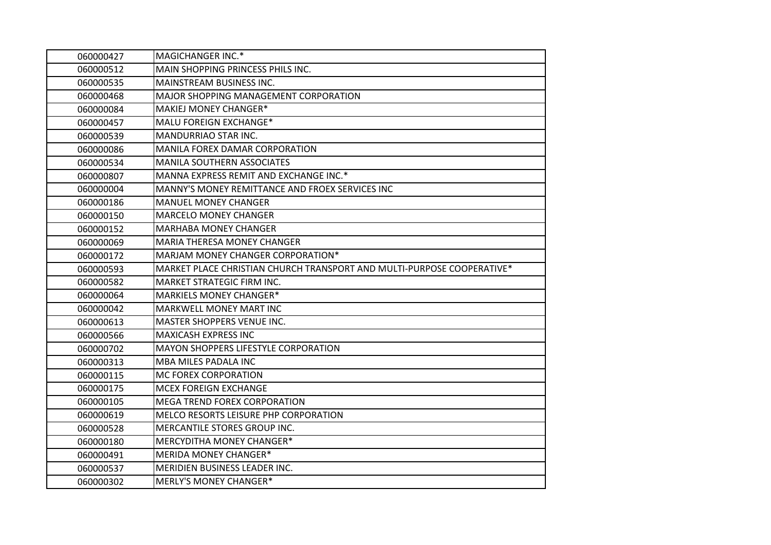| | |
|---|---|
| 060000427 | MAGICHANGER INC.* |
| 060000512 | MAIN SHOPPING PRINCESS PHILS INC. |
| 060000535 | MAINSTREAM BUSINESS INC. |
| 060000468 | MAJOR SHOPPING MANAGEMENT CORPORATION |
| 060000084 | MAKIEJ MONEY CHANGER* |
| 060000457 | MALU FOREIGN EXCHANGE* |
| 060000539 | MANDURRIAO STAR INC. |
| 060000086 | MANILA FOREX DAMAR CORPORATION |
| 060000534 | MANILA SOUTHERN ASSOCIATES |
| 060000807 | MANNA EXPRESS REMIT AND EXCHANGE INC.* |
| 060000004 | MANNY'S MONEY REMITTANCE AND FROEX SERVICES INC |
| 060000186 | MANUEL MONEY CHANGER |
| 060000150 | MARCELO MONEY CHANGER |
| 060000152 | MARHABA MONEY CHANGER |
| 060000069 | MARIA THERESA MONEY CHANGER |
| 060000172 | MARJAM MONEY CHANGER CORPORATION* |
| 060000593 | MARKET PLACE CHRISTIAN CHURCH TRANSPORT AND MULTI-PURPOSE COOPERATIVE* |
| 060000582 | MARKET STRATEGIC FIRM INC. |
| 060000064 | MARKIELS MONEY CHANGER* |
| 060000042 | MARKWELL MONEY MART INC |
| 060000613 | MASTER SHOPPERS VENUE INC. |
| 060000566 | MAXICASH EXPRESS INC |
| 060000702 | MAYON SHOPPERS LIFESTYLE CORPORATION |
| 060000313 | MBA MILES PADALA INC |
| 060000115 | MC FOREX CORPORATION |
| 060000175 | MCEX FOREIGN EXCHANGE |
| 060000105 | MEGA TREND FOREX CORPORATION |
| 060000619 | MELCO RESORTS LEISURE PHP CORPORATION |
| 060000528 | MERCANTILE STORES GROUP INC. |
| 060000180 | MERCYDITHA MONEY CHANGER* |
| 060000491 | MERIDA MONEY CHANGER* |
| 060000537 | MERIDIEN BUSINESS LEADER INC. |
| 060000302 | MERLY'S MONEY CHANGER* |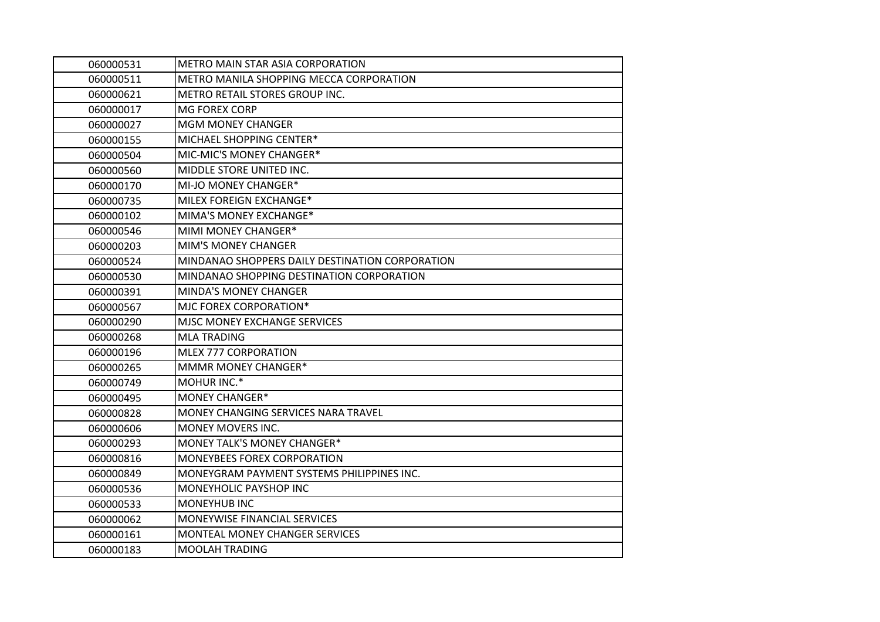| | |
|---|---|
| 060000531 | METRO MAIN STAR ASIA CORPORATION |
| 060000511 | METRO MANILA SHOPPING MECCA CORPORATION |
| 060000621 | METRO RETAIL STORES GROUP INC. |
| 060000017 | MG FOREX CORP |
| 060000027 | MGM MONEY CHANGER |
| 060000155 | MICHAEL SHOPPING CENTER* |
| 060000504 | MIC-MIC'S MONEY CHANGER* |
| 060000560 | MIDDLE STORE UNITED INC. |
| 060000170 | MI-JO MONEY CHANGER* |
| 060000735 | MILEX FOREIGN EXCHANGE* |
| 060000102 | MIMA'S MONEY EXCHANGE* |
| 060000546 | MIMI MONEY CHANGER* |
| 060000203 | MIM'S MONEY CHANGER |
| 060000524 | MINDANAO SHOPPERS DAILY DESTINATION CORPORATION |
| 060000530 | MINDANAO SHOPPING DESTINATION CORPORATION |
| 060000391 | MINDA'S MONEY CHANGER |
| 060000567 | MJC FOREX CORPORATION* |
| 060000290 | MJSC MONEY EXCHANGE SERVICES |
| 060000268 | MLA TRADING |
| 060000196 | MLEX 777 CORPORATION |
| 060000265 | MMMR MONEY CHANGER* |
| 060000749 | MOHUR INC.* |
| 060000495 | MONEY CHANGER* |
| 060000828 | MONEY CHANGING SERVICES NARA TRAVEL |
| 060000606 | MONEY MOVERS INC. |
| 060000293 | MONEY TALK'S MONEY CHANGER* |
| 060000816 | MONEYBEES FOREX CORPORATION |
| 060000849 | MONEYGRAM PAYMENT SYSTEMS PHILIPPINES INC. |
| 060000536 | MONEYHOLIC PAYSHOP INC |
| 060000533 | MONEYHUB INC |
| 060000062 | MONEYWISE FINANCIAL SERVICES |
| 060000161 | MONTEAL MONEY CHANGER SERVICES |
| 060000183 | MOOLAH TRADING |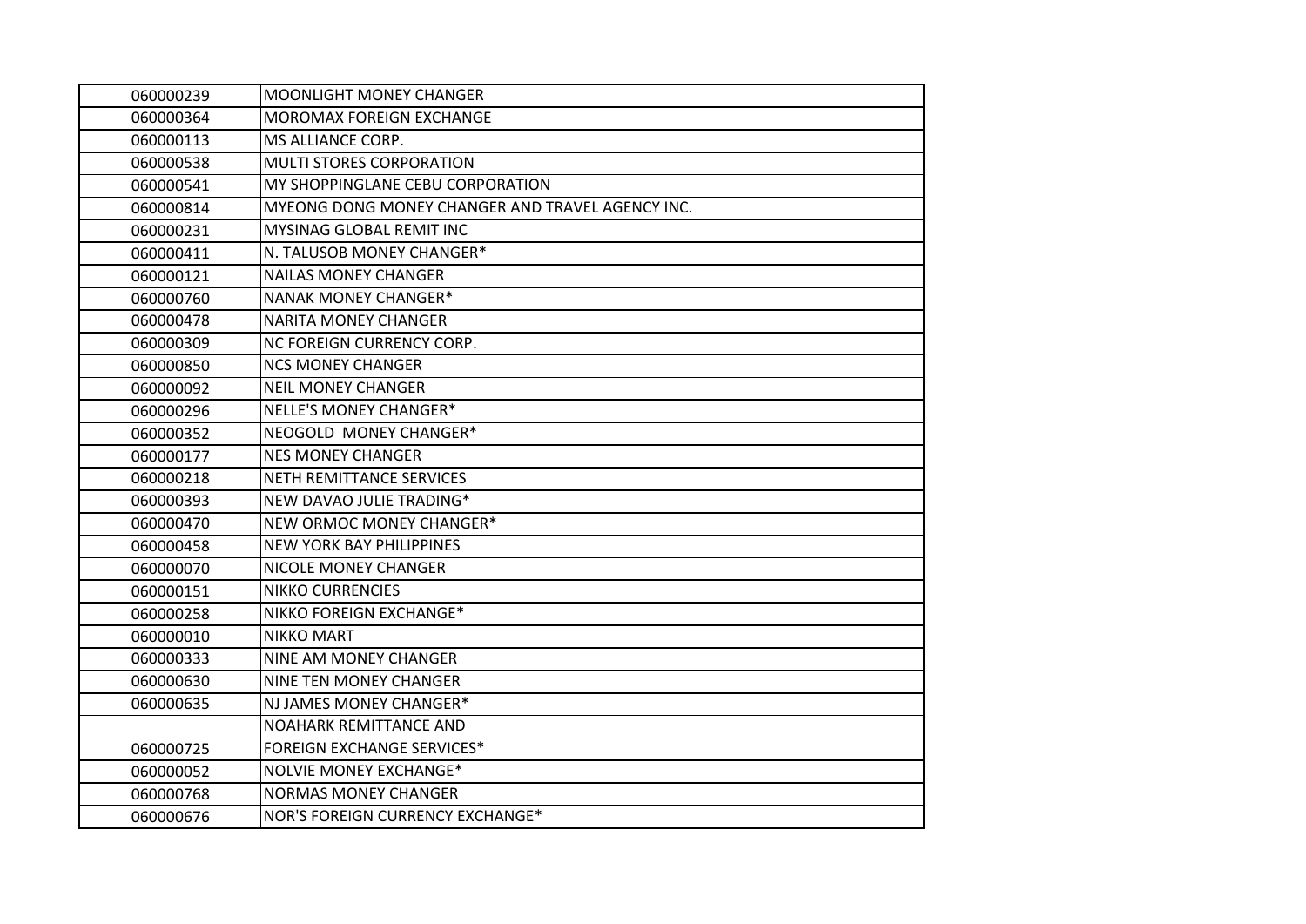| | |
|---|---|
| 060000239 | MOONLIGHT MONEY CHANGER |
| 060000364 | MOROMAX FOREIGN EXCHANGE |
| 060000113 | MS ALLIANCE CORP. |
| 060000538 | MULTI STORES CORPORATION |
| 060000541 | MY SHOPPINGLANE CEBU CORPORATION |
| 060000814 | MYEONG DONG MONEY CHANGER AND TRAVEL AGENCY INC. |
| 060000231 | MYSINAG GLOBAL REMIT INC |
| 060000411 | N. TALUSOB MONEY CHANGER* |
| 060000121 | NAILAS MONEY CHANGER |
| 060000760 | NANAK MONEY CHANGER* |
| 060000478 | NARITA MONEY CHANGER |
| 060000309 | NC FOREIGN CURRENCY CORP. |
| 060000850 | NCS MONEY CHANGER |
| 060000092 | NEIL MONEY CHANGER |
| 060000296 | NELLE'S MONEY CHANGER* |
| 060000352 | NEOGOLD MONEY CHANGER* |
| 060000177 | NES MONEY CHANGER |
| 060000218 | NETH REMITTANCE SERVICES |
| 060000393 | NEW DAVAO JULIE TRADING* |
| 060000470 | NEW ORMOC MONEY CHANGER* |
| 060000458 | NEW YORK BAY PHILIPPINES |
| 060000070 | NICOLE MONEY CHANGER |
| 060000151 | NIKKO CURRENCIES |
| 060000258 | NIKKO FOREIGN EXCHANGE* |
| 060000010 | NIKKO MART |
| 060000333 | NINE AM MONEY CHANGER |
| 060000630 | NINE TEN MONEY CHANGER |
| 060000635 | NJ JAMES MONEY CHANGER* |
| 060000725 | NOAHARK REMITTANCE AND FOREIGN EXCHANGE SERVICES* |
| 060000052 | NOLVIE MONEY EXCHANGE* |
| 060000768 | NORMAS MONEY CHANGER |
| 060000676 | NOR'S FOREIGN CURRENCY EXCHANGE* |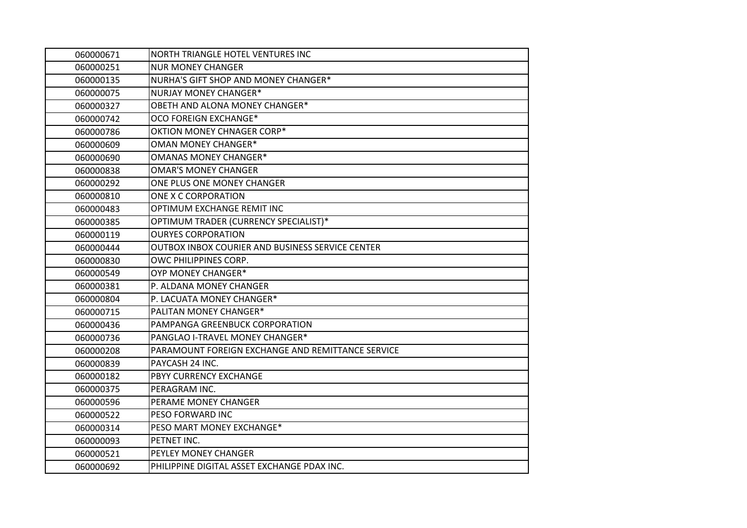| | |
|---|---|
| 060000671 | NORTH TRIANGLE HOTEL VENTURES INC |
| 060000251 | NUR MONEY CHANGER |
| 060000135 | NURHA'S GIFT SHOP AND MONEY CHANGER* |
| 060000075 | NURJAY MONEY CHANGER* |
| 060000327 | OBETH AND ALONA MONEY CHANGER* |
| 060000742 | OCO FOREIGN EXCHANGE* |
| 060000786 | OKTION MONEY CHNAGER CORP* |
| 060000609 | OMAN MONEY CHANGER* |
| 060000690 | OMANAS MONEY CHANGER* |
| 060000838 | OMAR'S MONEY CHANGER |
| 060000292 | ONE PLUS ONE MONEY CHANGER |
| 060000810 | ONE X C CORPORATION |
| 060000483 | OPTIMUM EXCHANGE REMIT INC |
| 060000385 | OPTIMUM TRADER (CURRENCY SPECIALIST)* |
| 060000119 | OURYES CORPORATION |
| 060000444 | OUTBOX INBOX COURIER AND BUSINESS SERVICE CENTER |
| 060000830 | OWC PHILIPPINES CORP. |
| 060000549 | OYP MONEY CHANGER* |
| 060000381 | P. ALDANA MONEY CHANGER |
| 060000804 | P. LACUATA MONEY CHANGER* |
| 060000715 | PALITAN MONEY CHANGER* |
| 060000436 | PAMPANGA GREENBUCK CORPORATION |
| 060000736 | PANGLAO I-TRAVEL MONEY CHANGER* |
| 060000208 | PARAMOUNT FOREIGN EXCHANGE AND REMITTANCE SERVICE |
| 060000839 | PAYCASH 24 INC. |
| 060000182 | PBYY CURRENCY EXCHANGE |
| 060000375 | PERAGRAM INC. |
| 060000596 | PERAME MONEY CHANGER |
| 060000522 | PESO FORWARD INC |
| 060000314 | PESO MART MONEY EXCHANGE* |
| 060000093 | PETNET INC. |
| 060000521 | PEYLEY MONEY CHANGER |
| 060000692 | PHILIPPINE DIGITAL ASSET EXCHANGE PDAX INC. |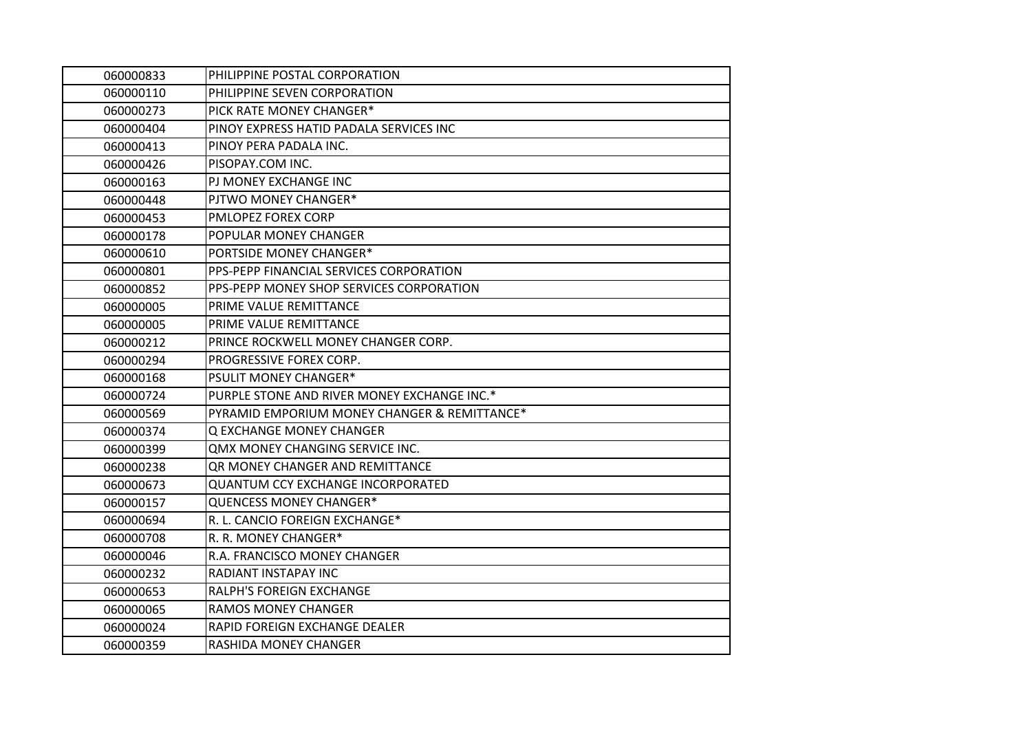| | |
|---|---|
| 060000833 | PHILIPPINE POSTAL CORPORATION |
| 060000110 | PHILIPPINE SEVEN CORPORATION |
| 060000273 | PICK RATE MONEY CHANGER* |
| 060000404 | PINOY EXPRESS HATID PADALA SERVICES INC |
| 060000413 | PINOY PERA PADALA INC. |
| 060000426 | PISOPAY.COM INC. |
| 060000163 | PJ MONEY EXCHANGE INC |
| 060000448 | PJTWO MONEY CHANGER* |
| 060000453 | PMLOPEZ FOREX CORP |
| 060000178 | POPULAR MONEY CHANGER |
| 060000610 | PORTSIDE MONEY CHANGER* |
| 060000801 | PPS-PEPP FINANCIAL SERVICES CORPORATION |
| 060000852 | PPS-PEPP MONEY SHOP SERVICES CORPORATION |
| 060000005 | PRIME VALUE REMITTANCE |
| 060000005 | PRIME VALUE REMITTANCE |
| 060000212 | PRINCE ROCKWELL MONEY CHANGER CORP. |
| 060000294 | PROGRESSIVE FOREX CORP. |
| 060000168 | PSULIT MONEY CHANGER* |
| 060000724 | PURPLE STONE AND RIVER MONEY EXCHANGE INC.* |
| 060000569 | PYRAMID EMPORIUM MONEY CHANGER & REMITTANCE* |
| 060000374 | Q EXCHANGE MONEY CHANGER |
| 060000399 | QMX MONEY CHANGING SERVICE INC. |
| 060000238 | QR MONEY CHANGER AND REMITTANCE |
| 060000673 | QUANTUM CCY EXCHANGE INCORPORATED |
| 060000157 | QUENCESS MONEY CHANGER* |
| 060000694 | R. L. CANCIO FOREIGN EXCHANGE* |
| 060000708 | R. R. MONEY CHANGER* |
| 060000046 | R.A. FRANCISCO MONEY CHANGER |
| 060000232 | RADIANT INSTAPAY INC |
| 060000653 | RALPH'S FOREIGN EXCHANGE |
| 060000065 | RAMOS MONEY CHANGER |
| 060000024 | RAPID FOREIGN EXCHANGE DEALER |
| 060000359 | RASHIDA MONEY CHANGER |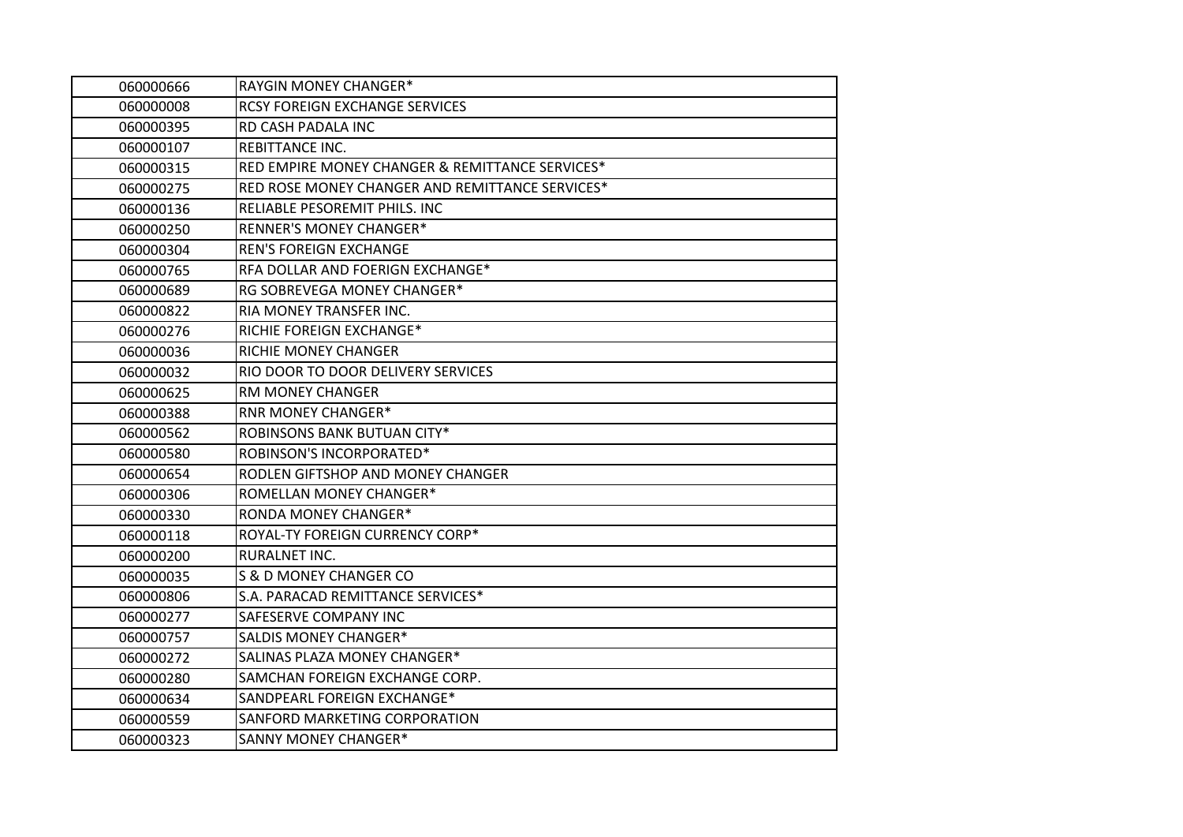| 060000666 | RAYGIN MONEY CHANGER* |
|---|---|
| 060000008 | RCSY FOREIGN EXCHANGE SERVICES |
| 060000395 | RD CASH PADALA INC |
| 060000107 | REBITTANCE INC. |
| 060000315 | RED EMPIRE MONEY CHANGER & REMITTANCE SERVICES* |
| 060000275 | RED ROSE MONEY CHANGER AND REMITTANCE SERVICES* |
| 060000136 | RELIABLE PESOREMIT PHILS. INC |
| 060000250 | RENNER'S MONEY CHANGER* |
| 060000304 | REN'S FOREIGN EXCHANGE |
| 060000765 | RFA DOLLAR AND FOERIGN EXCHANGE* |
| 060000689 | RG SOBREVEGA MONEY CHANGER* |
| 060000822 | RIA MONEY TRANSFER INC. |
| 060000276 | RICHIE FOREIGN EXCHANGE* |
| 060000036 | RICHIE MONEY CHANGER |
| 060000032 | RIO DOOR TO DOOR DELIVERY SERVICES |
| 060000625 | RM MONEY CHANGER |
| 060000388 | RNR MONEY CHANGER* |
| 060000562 | ROBINSONS BANK BUTUAN CITY* |
| 060000580 | ROBINSON'S INCORPORATED* |
| 060000654 | RODLEN GIFTSHOP AND MONEY CHANGER |
| 060000306 | ROMELLAN MONEY CHANGER* |
| 060000330 | RONDA MONEY CHANGER* |
| 060000118 | ROYAL-TY FOREIGN CURRENCY CORP* |
| 060000200 | RURALNET INC. |
| 060000035 | S & D MONEY CHANGER CO |
| 060000806 | S.A. PARACAD REMITTANCE SERVICES* |
| 060000277 | SAFESERVE COMPANY INC |
| 060000757 | SALDIS MONEY CHANGER* |
| 060000272 | SALINAS PLAZA MONEY CHANGER* |
| 060000280 | SAMCHAN FOREIGN EXCHANGE CORP. |
| 060000634 | SANDPEARL FOREIGN EXCHANGE* |
| 060000559 | SANFORD MARKETING CORPORATION |
| 060000323 | SANNY MONEY CHANGER* |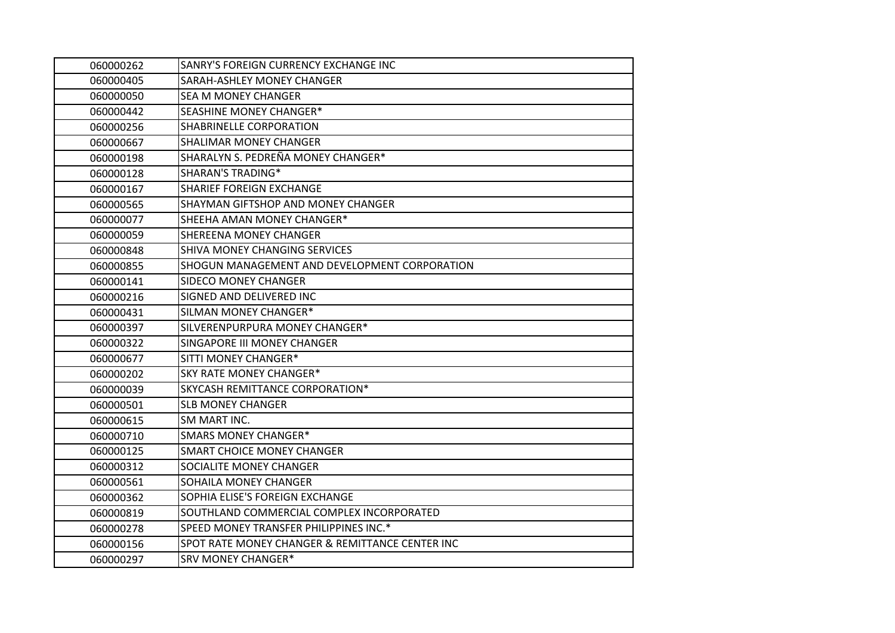| | |
|---|---|
| 060000262 | SANRY'S FOREIGN CURRENCY EXCHANGE INC |
| 060000405 | SARAH-ASHLEY MONEY CHANGER |
| 060000050 | SEA M MONEY CHANGER |
| 060000442 | SEASHINE MONEY CHANGER* |
| 060000256 | SHABRINELLE CORPORATION |
| 060000667 | SHALIMAR MONEY CHANGER |
| 060000198 | SHARALYN S. PEDREÑA MONEY CHANGER* |
| 060000128 | SHARAN'S TRADING* |
| 060000167 | SHARIEF FOREIGN EXCHANGE |
| 060000565 | SHAYMAN GIFTSHOP AND MONEY CHANGER |
| 060000077 | SHEEHA AMAN MONEY CHANGER* |
| 060000059 | SHEREENA MONEY CHANGER |
| 060000848 | SHIVA MONEY CHANGING SERVICES |
| 060000855 | SHOGUN MANAGEMENT AND DEVELOPMENT CORPORATION |
| 060000141 | SIDECO MONEY CHANGER |
| 060000216 | SIGNED AND DELIVERED INC |
| 060000431 | SILMAN MONEY CHANGER* |
| 060000397 | SILVERENPURPURA MONEY CHANGER* |
| 060000322 | SINGAPORE III MONEY CHANGER |
| 060000677 | SITTI MONEY CHANGER* |
| 060000202 | SKY RATE MONEY CHANGER* |
| 060000039 | SKYCASH REMITTANCE CORPORATION* |
| 060000501 | SLB MONEY CHANGER |
| 060000615 | SM MART INC. |
| 060000710 | SMARS MONEY CHANGER* |
| 060000125 | SMART CHOICE MONEY CHANGER |
| 060000312 | SOCIALITE MONEY CHANGER |
| 060000561 | SOHAILA MONEY CHANGER |
| 060000362 | SOPHIA ELISE'S FOREIGN EXCHANGE |
| 060000819 | SOUTHLAND COMMERCIAL COMPLEX INCORPORATED |
| 060000278 | SPEED MONEY TRANSFER PHILIPPINES INC.* |
| 060000156 | SPOT RATE MONEY CHANGER & REMITTANCE CENTER INC |
| 060000297 | SRV MONEY CHANGER* |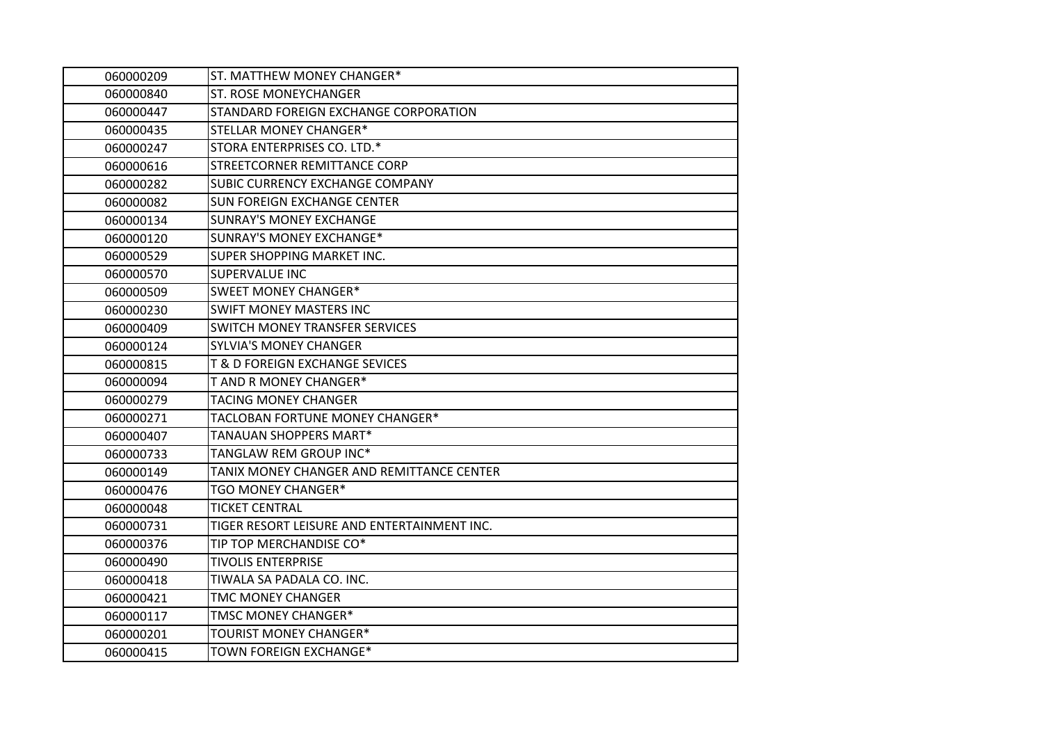| 060000209 | ST. MATTHEW MONEY CHANGER* |
|---|---|
| 060000840 | ST. ROSE MONEYCHANGER |
| 060000447 | STANDARD FOREIGN EXCHANGE CORPORATION |
| 060000435 | STELLAR MONEY CHANGER* |
| 060000247 | STORA ENTERPRISES CO. LTD.* |
| 060000616 | STREETCORNER REMITTANCE CORP |
| 060000282 | SUBIC CURRENCY EXCHANGE COMPANY |
| 060000082 | SUN FOREIGN EXCHANGE CENTER |
| 060000134 | SUNRAY'S MONEY EXCHANGE |
| 060000120 | SUNRAY'S MONEY EXCHANGE* |
| 060000529 | SUPER SHOPPING MARKET INC. |
| 060000570 | SUPERVALUE INC |
| 060000509 | SWEET MONEY CHANGER* |
| 060000230 | SWIFT MONEY MASTERS INC |
| 060000409 | SWITCH MONEY TRANSFER SERVICES |
| 060000124 | SYLVIA'S MONEY CHANGER |
| 060000815 | T & D FOREIGN EXCHANGE SEVICES |
| 060000094 | T AND R MONEY CHANGER* |
| 060000279 | TACING MONEY CHANGER |
| 060000271 | TACLOBAN FORTUNE MONEY CHANGER* |
| 060000407 | TANAUAN SHOPPERS MART* |
| 060000733 | TANGLAW REM GROUP INC* |
| 060000149 | TANIX MONEY CHANGER AND REMITTANCE CENTER |
| 060000476 | TGO MONEY CHANGER* |
| 060000048 | TICKET CENTRAL |
| 060000731 | TIGER RESORT LEISURE AND ENTERTAINMENT INC. |
| 060000376 | TIP TOP MERCHANDISE CO* |
| 060000490 | TIVOLIS ENTERPRISE |
| 060000418 | TIWALA SA PADALA CO. INC. |
| 060000421 | TMC MONEY CHANGER |
| 060000117 | TMSC MONEY CHANGER* |
| 060000201 | TOURIST MONEY CHANGER* |
| 060000415 | TOWN FOREIGN EXCHANGE* |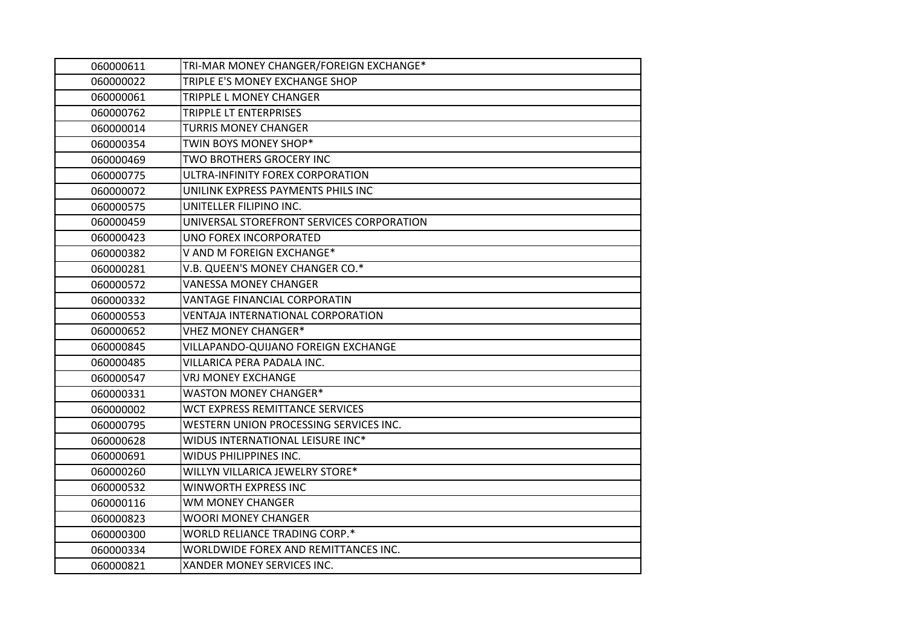| 060000611 | TRI-MAR MONEY CHANGER/FOREIGN EXCHANGE* |
|---|---|
| 060000022 | TRIPLE E'S MONEY EXCHANGE SHOP |
| 060000061 | TRIPPLE L MONEY CHANGER |
| 060000762 | TRIPPLE LT ENTERPRISES |
| 060000014 | TURRIS MONEY CHANGER |
| 060000354 | TWIN BOYS MONEY SHOP* |
| 060000469 | TWO BROTHERS GROCERY INC |
| 060000775 | ULTRA-INFINITY FOREX CORPORATION |
| 060000072 | UNILINK EXPRESS PAYMENTS PHILS INC |
| 060000575 | UNITELLER FILIPINO INC. |
| 060000459 | UNIVERSAL STOREFRONT SERVICES CORPORATION |
| 060000423 | UNO FOREX INCORPORATED |
| 060000382 | V AND M FOREIGN EXCHANGE* |
| 060000281 | V.B. QUEEN'S MONEY CHANGER CO.* |
| 060000572 | VANESSA MONEY CHANGER |
| 060000332 | VANTAGE FINANCIAL CORPORATIN |
| 060000553 | VENTAJA INTERNATIONAL CORPORATION |
| 060000652 | VHEZ MONEY CHANGER* |
| 060000845 | VILLAPANDO-QUIJANO FOREIGN EXCHANGE |
| 060000485 | VILLARICA PERA PADALA INC. |
| 060000547 | VRJ MONEY EXCHANGE |
| 060000331 | WASTON MONEY CHANGER* |
| 060000002 | WCT EXPRESS REMITTANCE SERVICES |
| 060000795 | WESTERN UNION PROCESSING SERVICES INC. |
| 060000628 | WIDUS INTERNATIONAL LEISURE INC* |
| 060000691 | WIDUS PHILIPPINES INC. |
| 060000260 | WILLYN VILLARICA JEWELRY STORE* |
| 060000532 | WINWORTH EXPRESS INC |
| 060000116 | WM MONEY CHANGER |
| 060000823 | WOORI MONEY CHANGER |
| 060000300 | WORLD RELIANCE TRADING CORP.* |
| 060000334 | WORLDWIDE FOREX AND REMITTANCES INC. |
| 060000821 | XANDER MONEY SERVICES INC. |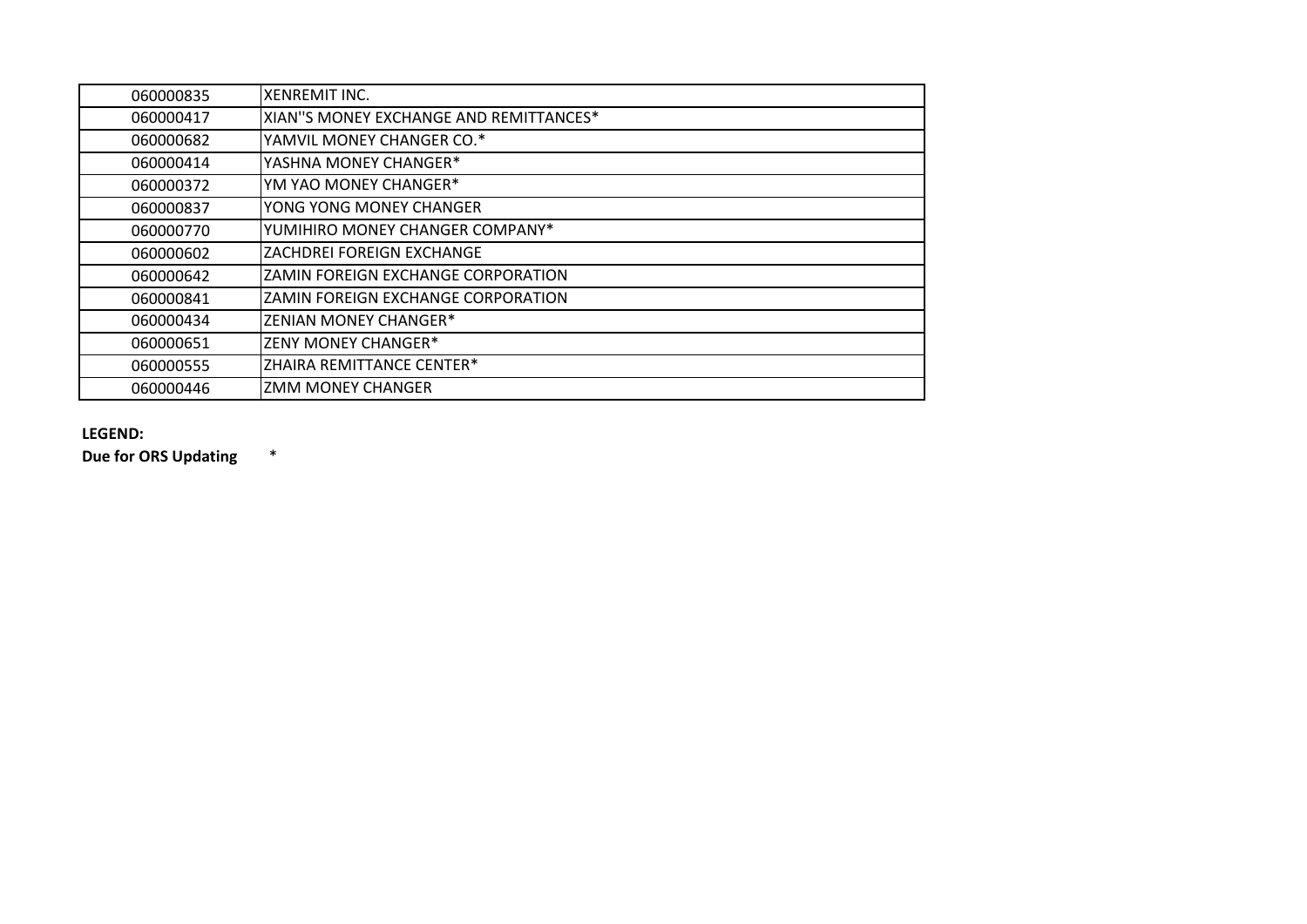| | |
|---|---|
| 060000835 | XENREMIT INC. |
| 060000417 | XIAN''S MONEY EXCHANGE AND REMITTANCES* |
| 060000682 | YAMVIL MONEY CHANGER CO.* |
| 060000414 | YASHNA MONEY CHANGER* |
| 060000372 | YM YAO MONEY CHANGER* |
| 060000837 | YONG YONG MONEY CHANGER |
| 060000770 | YUMIHIRO MONEY CHANGER COMPANY* |
| 060000602 | ZACHDREI FOREIGN EXCHANGE |
| 060000642 | ZAMIN FOREIGN EXCHANGE CORPORATION |
| 060000841 | ZAMIN FOREIGN EXCHANGE CORPORATION |
| 060000434 | ZENIAN MONEY CHANGER* |
| 060000651 | ZENY MONEY CHANGER* |
| 060000555 | ZHAIRA REMITTANCE CENTER* |
| 060000446 | ZMM MONEY CHANGER |

**LEGEND:**

**Due for ORS Updating** *